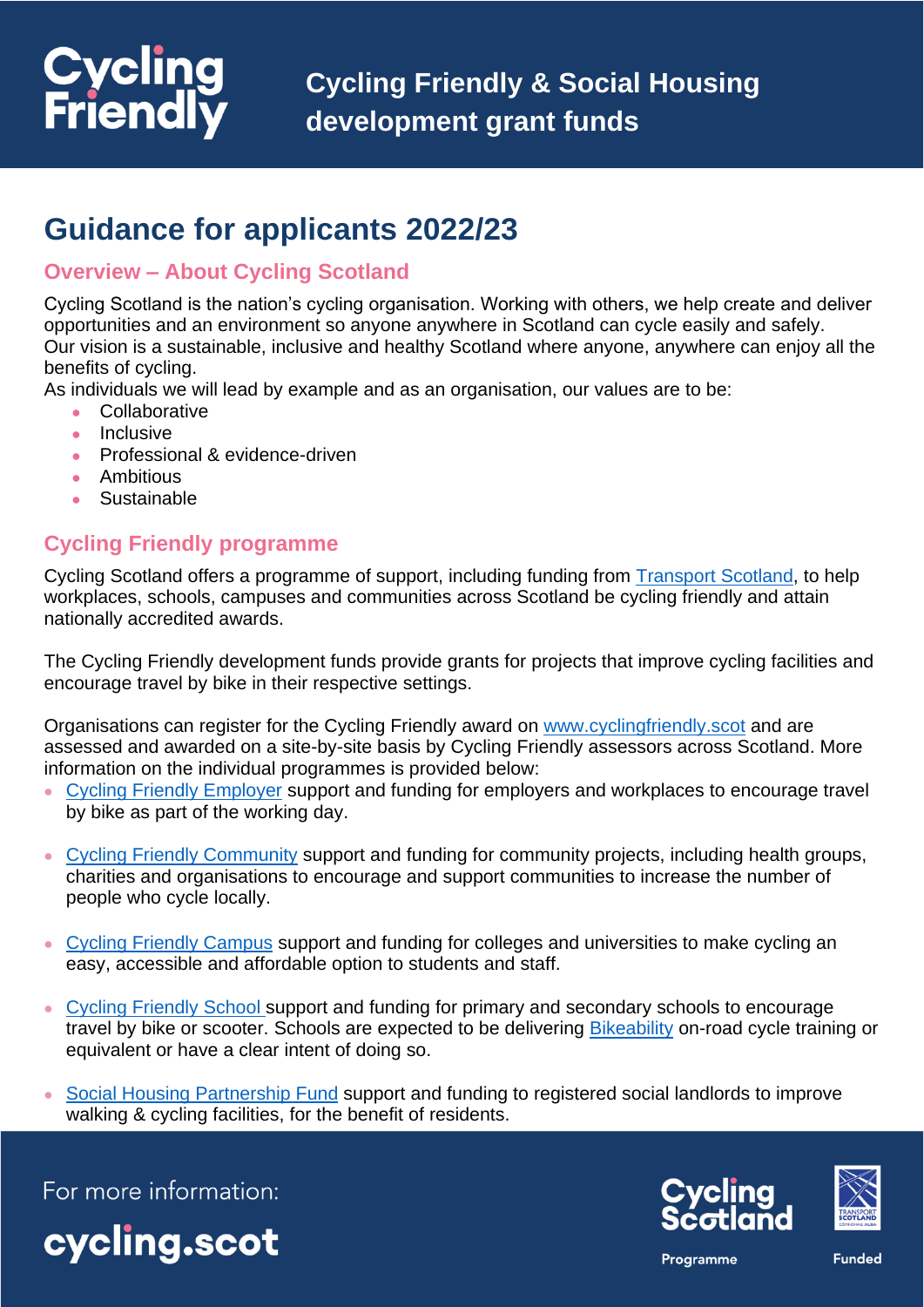# Cycling Friendly & Social Housing development grant funds

## Guidance for applicants 2022/23

### Overview – About Cycling Scotland

Cycling Scotland is the nation's cycling organisation. Working with others, we help create and deliver opportunities and an environment so anyone anywhere in Scotland can cycle easily and safely.
Our vision is a sustainable, inclusive and healthy Scotland where anyone, anywhere can enjoy all the benefits of cycling.
As individuals we will lead by example and as an organisation, our values are to be:

- Collaborative
- Inclusive
- Professional & evidence-driven
- Ambitious
- Sustainable

### Cycling Friendly programme

Cycling Scotland offers a programme of support, including funding from Transport Scotland, to help workplaces, schools, campuses and communities across Scotland be cycling friendly and attain nationally accredited awards.

The Cycling Friendly development funds provide grants for projects that improve cycling facilities and encourage travel by bike in their respective settings.

Organisations can register for the Cycling Friendly award on www.cyclingfriendly.scot and are assessed and awarded on a site-by-site basis by Cycling Friendly assessors across Scotland. More information on the individual programmes is provided below:

- Cycling Friendly Employer support and funding for employers and workplaces to encourage travel by bike as part of the working day.
- Cycling Friendly Community support and funding for community projects, including health groups, charities and organisations to encourage and support communities to increase the number of people who cycle locally.
- Cycling Friendly Campus support and funding for colleges and universities to make cycling an easy, accessible and affordable option to students and staff.
- Cycling Friendly School support and funding for primary and secondary schools to encourage travel by bike or scooter. Schools are expected to be delivering Bikeability on-road cycle training or equivalent or have a clear intent of doing so.
- Social Housing Partnership Fund support and funding to registered social landlords to improve walking & cycling facilities, for the benefit of residents.

For more information: cycling.scot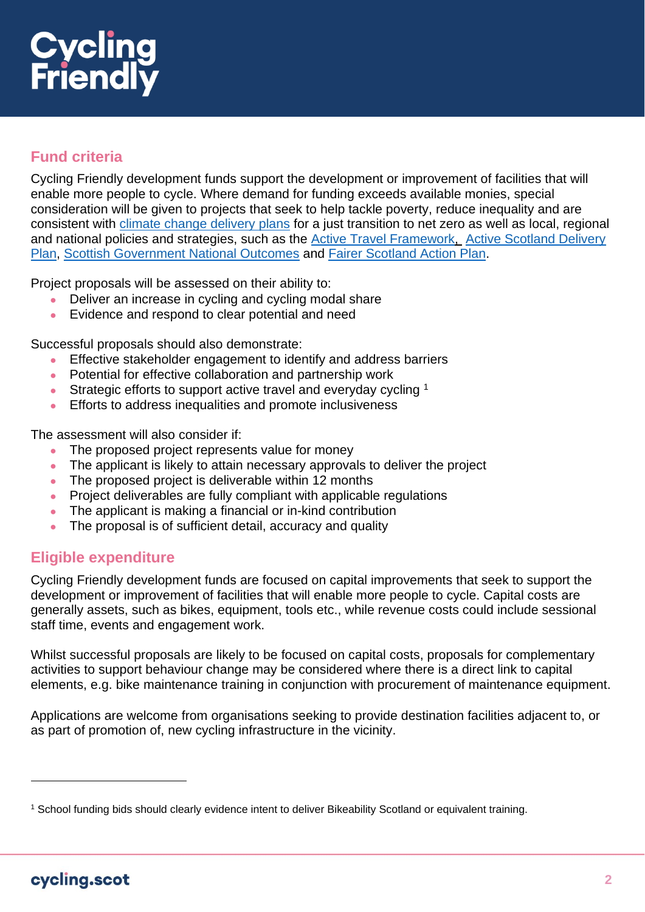## Fund criteria

Cycling Friendly development funds support the development or improvement of facilities that will enable more people to cycle. Where demand for funding exceeds available monies, special consideration will be given to projects that seek to help tackle poverty, reduce inequality and are consistent with climate change delivery plans for a just transition to net zero as well as local, regional and national policies and strategies, such as the Active Travel Framework, Active Scotland Delivery Plan, Scottish Government National Outcomes and Fairer Scotland Action Plan.

Project proposals will be assessed on their ability to:

- Deliver an increase in cycling and cycling modal share
- Evidence and respond to clear potential and need

Successful proposals should also demonstrate:

- Effective stakeholder engagement to identify and address barriers
- Potential for effective collaboration and partnership work
- Strategic efforts to support active travel and everyday cycling [1]
- Efforts to address inequalities and promote inclusiveness

The assessment will also consider if:

- The proposed project represents value for money
- The applicant is likely to attain necessary approvals to deliver the project
- The proposed project is deliverable within 12 months
- Project deliverables are fully compliant with applicable regulations
- The applicant is making a financial or in-kind contribution
- The proposal is of sufficient detail, accuracy and quality

## Eligible expenditure

Cycling Friendly development funds are focused on capital improvements that seek to support the development or improvement of facilities that will enable more people to cycle. Capital costs are generally assets, such as bikes, equipment, tools etc., while revenue costs could include sessional staff time, events and engagement work.

Whilst successful proposals are likely to be focused on capital costs, proposals for complementary activities to support behaviour change may be considered where there is a direct link to capital elements, e.g. bike maintenance training in conjunction with procurement of maintenance equipment.

Applications are welcome from organisations seeking to provide destination facilities adjacent to, or as part of promotion of, new cycling infrastructure in the vicinity.

---

[1] School funding bids should clearly evidence intent to deliver Bikeability Scotland or equivalent training.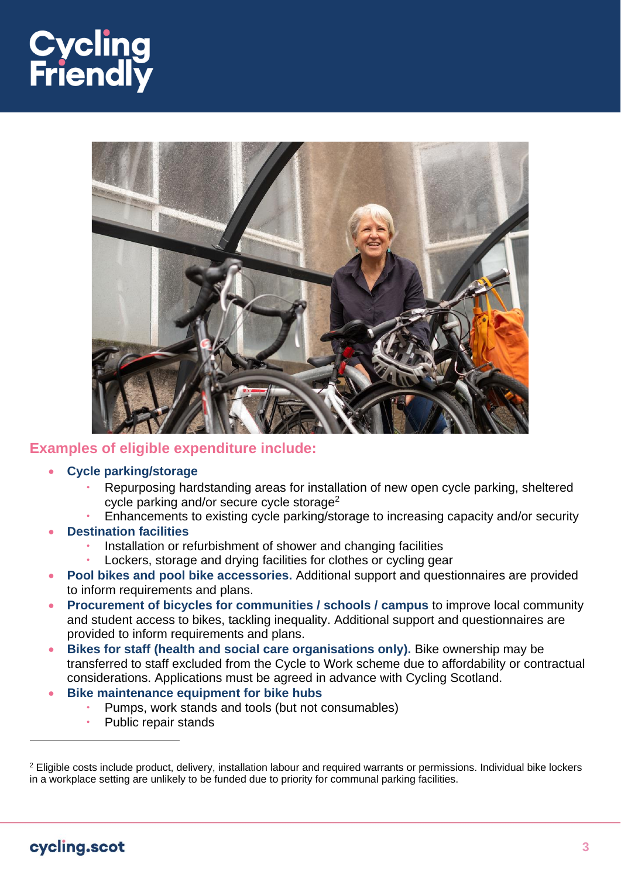## Examples of eligible expenditure include:

- **Cycle parking/storage**
  - Repurposing hardstanding areas for installation of new open cycle parking, sheltered cycle parking and/or secure cycle storage[2]
  - Enhancements to existing cycle parking/storage to increasing capacity and/or security
- **Destination facilities**
  - Installation or refurbishment of shower and changing facilities
  - Lockers, storage and drying facilities for clothes or cycling gear
- **Pool bikes and pool bike accessories.** Additional support and questionnaires are provided to inform requirements and plans.
- **Procurement of bicycles for communities / schools / campus** to improve local community and student access to bikes, tackling inequality. Additional support and questionnaires are provided to inform requirements and plans.
- **Bikes for staff (health and social care organisations only).** Bike ownership may be transferred to staff excluded from the Cycle to Work scheme due to affordability or contractual considerations. Applications must be agreed in advance with Cycling Scotland.
- **Bike maintenance equipment for bike hubs**
  - Pumps, work stands and tools (but not consumables)
  - Public repair stands

---

[2] Eligible costs include product, delivery, installation labour and required warrants or permissions. Individual bike lockers in a workplace setting are unlikely to be funded due to priority for communal parking facilities.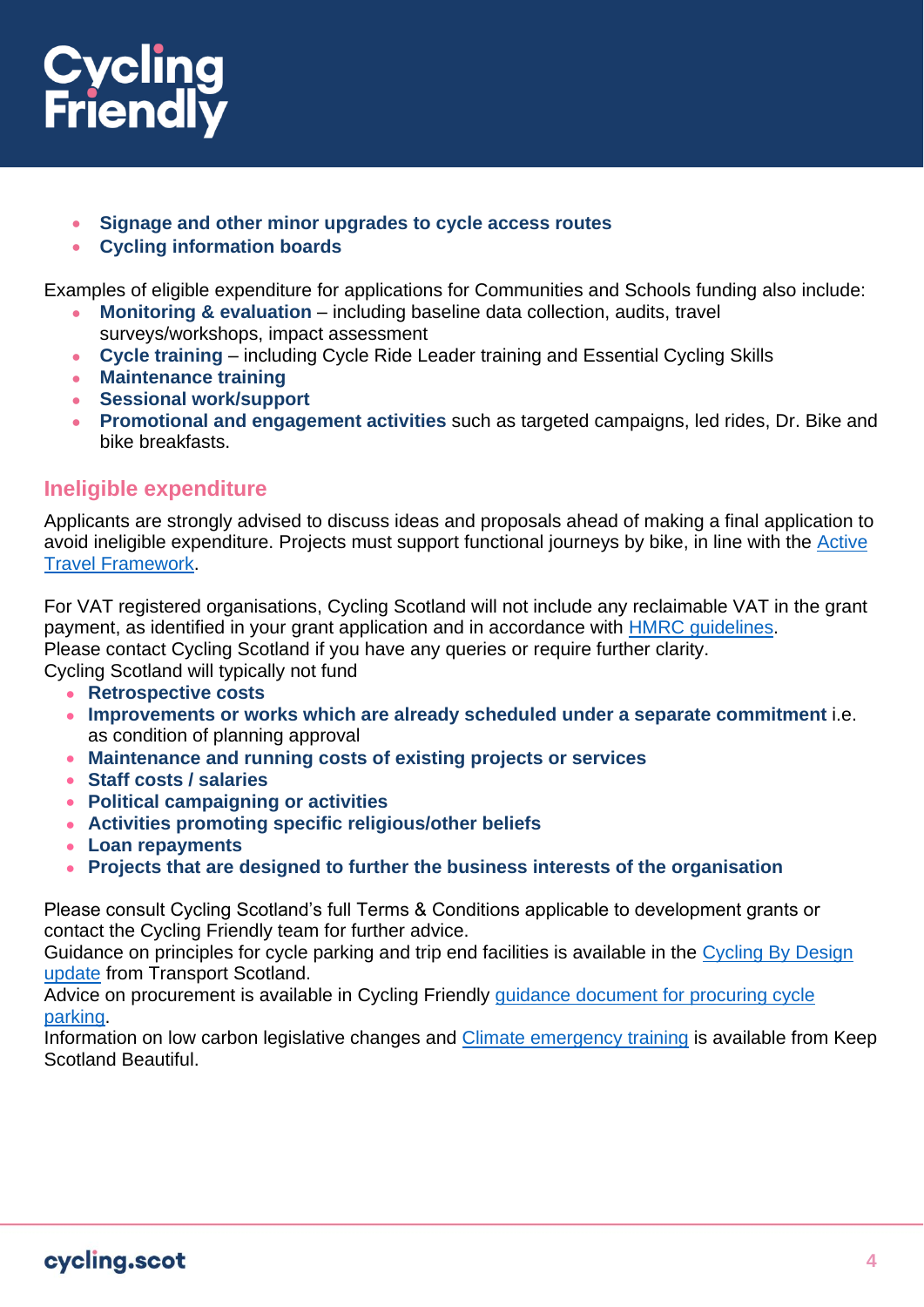- **Signage and other minor upgrades to cycle access routes**
- **Cycling information boards**

Examples of eligible expenditure for applications for Communities and Schools funding also include:

- **Monitoring & evaluation** – including baseline data collection, audits, travel surveys/workshops, impact assessment
- **Cycle training** – including Cycle Ride Leader training and Essential Cycling Skills
- **Maintenance training**
- **Sessional work/support**
- **Promotional and engagement activities** such as targeted campaigns, led rides, Dr. Bike and bike breakfasts.

## Ineligible expenditure

Applicants are strongly advised to discuss ideas and proposals ahead of making a final application to avoid ineligible expenditure. Projects must support functional journeys by bike, in line with the Active Travel Framework.

For VAT registered organisations, Cycling Scotland will not include any reclaimable VAT in the grant payment, as identified in your grant application and in accordance with HMRC guidelines.
Please contact Cycling Scotland if you have any queries or require further clarity.
Cycling Scotland will typically not fund

- **Retrospective costs**
- **Improvements or works which are already scheduled under a separate commitment** i.e. as condition of planning approval
- **Maintenance and running costs of existing projects or services**
- **Staff costs / salaries**
- **Political campaigning or activities**
- **Activities promoting specific religious/other beliefs**
- **Loan repayments**
- **Projects that are designed to further the business interests of the organisation**

Please consult Cycling Scotland's full Terms & Conditions applicable to development grants or contact the Cycling Friendly team for further advice.
Guidance on principles for cycle parking and trip end facilities is available in the Cycling By Design update from Transport Scotland.
Advice on procurement is available in Cycling Friendly guidance document for procuring cycle parking.
Information on low carbon legislative changes and Climate emergency training is available from Keep Scotland Beautiful.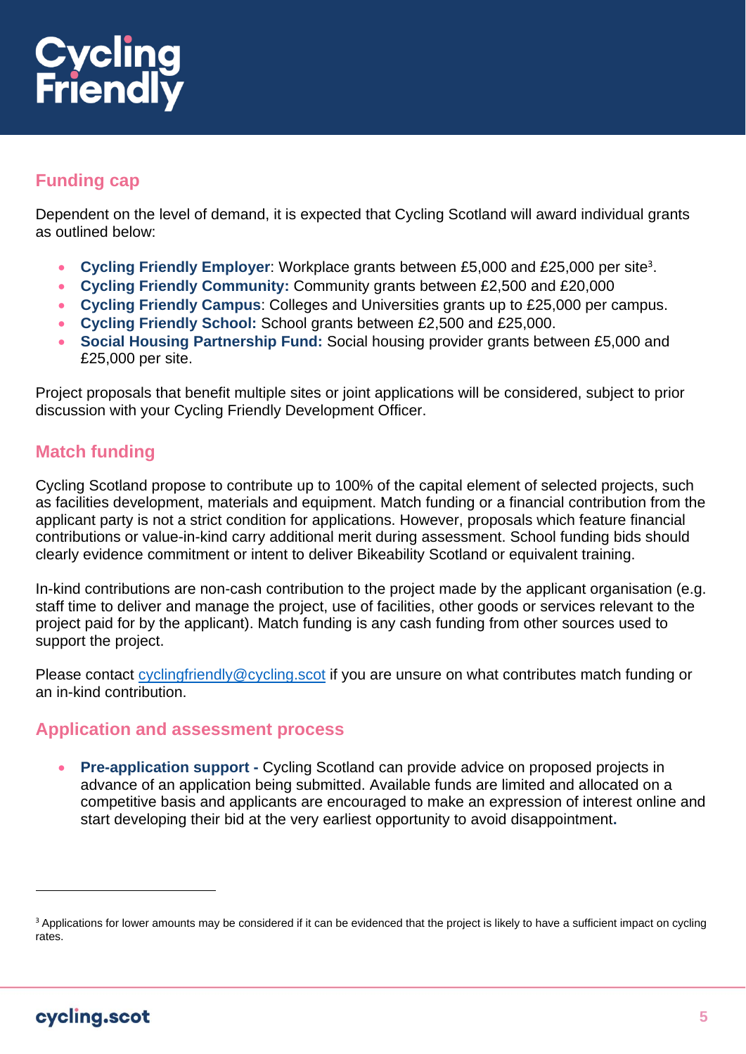## Funding cap

Dependent on the level of demand, it is expected that Cycling Scotland will award individual grants as outlined below:

- **Cycling Friendly Employer**: Workplace grants between £5,000 and £25,000 per site[3].
- **Cycling Friendly Community:** Community grants between £2,500 and £20,000
- **Cycling Friendly Campus**: Colleges and Universities grants up to £25,000 per campus.
- **Cycling Friendly School:** School grants between £2,500 and £25,000.
- **Social Housing Partnership Fund:** Social housing provider grants between £5,000 and £25,000 per site.

Project proposals that benefit multiple sites or joint applications will be considered, subject to prior discussion with your Cycling Friendly Development Officer.

## Match funding

Cycling Scotland propose to contribute up to 100% of the capital element of selected projects, such as facilities development, materials and equipment. Match funding or a financial contribution from the applicant party is not a strict condition for applications. However, proposals which feature financial contributions or value-in-kind carry additional merit during assessment. School funding bids should clearly evidence commitment or intent to deliver Bikeability Scotland or equivalent training.

In-kind contributions are non-cash contribution to the project made by the applicant organisation (e.g. staff time to deliver and manage the project, use of facilities, other goods or services relevant to the project paid for by the applicant). Match funding is any cash funding from other sources used to support the project.

Please contact cyclingfriendly@cycling.scot if you are unsure on what contributes match funding or an in-kind contribution.

## Application and assessment process

- **Pre-application support -** Cycling Scotland can provide advice on proposed projects in advance of an application being submitted. Available funds are limited and allocated on a competitive basis and applicants are encouraged to make an expression of interest online and start developing their bid at the very earliest opportunity to avoid disappointment.

---

[3] Applications for lower amounts may be considered if it can be evidenced that the project is likely to have a sufficient impact on cycling rates.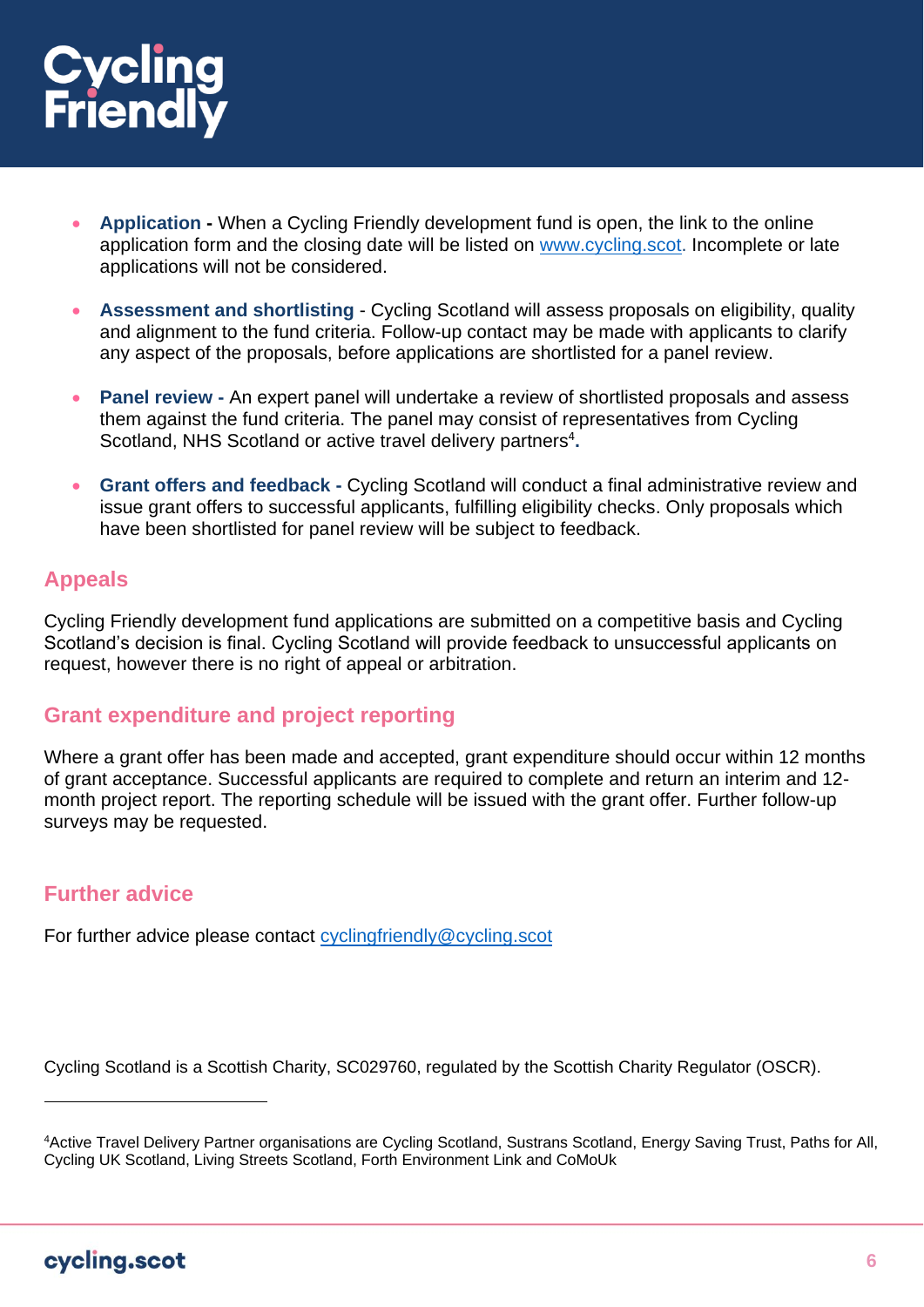- **Application -** When a Cycling Friendly development fund is open, the link to the online application form and the closing date will be listed on [www.cycling.scot](http://www.cycling.scot). Incomplete or late applications will not be considered.

- **Assessment and shortlisting** - Cycling Scotland will assess proposals on eligibility, quality and alignment to the fund criteria. Follow-up contact may be made with applicants to clarify any aspect of the proposals, before applications are shortlisted for a panel review.

- **Panel review -** An expert panel will undertake a review of shortlisted proposals and assess them against the fund criteria. The panel may consist of representatives from Cycling Scotland, NHS Scotland or active travel delivery partners[4].

- **Grant offers and feedback -** Cycling Scotland will conduct a final administrative review and issue grant offers to successful applicants, fulfilling eligibility checks. Only proposals which have been shortlisted for panel review will be subject to feedback.

## Appeals

Cycling Friendly development fund applications are submitted on a competitive basis and Cycling Scotland's decision is final. Cycling Scotland will provide feedback to unsuccessful applicants on request, however there is no right of appeal or arbitration.

## Grant expenditure and project reporting

Where a grant offer has been made and accepted, grant expenditure should occur within 12 months of grant acceptance. Successful applicants are required to complete and return an interim and 12-month project report. The reporting schedule will be issued with the grant offer. Further follow-up surveys may be requested.

## Further advice

For further advice please contact [cyclingfriendly@cycling.scot](mailto:cyclingfriendly@cycling.scot)

Cycling Scotland is a Scottish Charity, SC029760, regulated by the Scottish Charity Regulator (OSCR).

---

[4]Active Travel Delivery Partner organisations are Cycling Scotland, Sustrans Scotland, Energy Saving Trust, Paths for All, Cycling UK Scotland, Living Streets Scotland, Forth Environment Link and CoMoUk